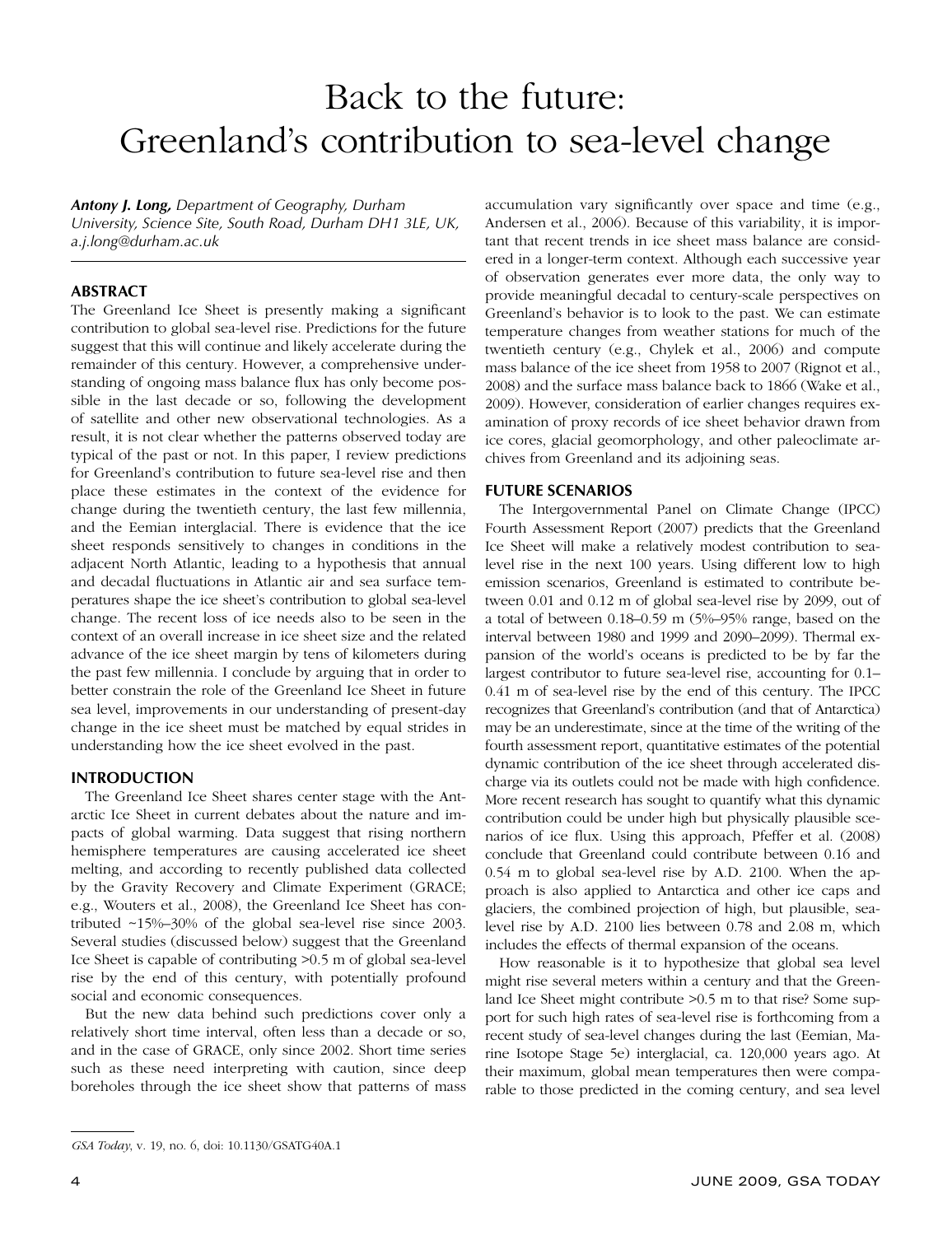# Back to the future: Greenland's contribution to sea-level change

***Antony J. Long,*** *Department of Geography, Durham University, Science Site, South Road, Durham DH1 3LE, UK, a.j.long@durham.ac.uk*

## ABSTRACT

The Greenland Ice Sheet is presently making a significant contribution to global sea-level rise. Predictions for the future suggest that this will continue and likely accelerate during the remainder of this century. However, a comprehensive understanding of ongoing mass balance flux has only become possible in the last decade or so, following the development of satellite and other new observational technologies. As a result, it is not clear whether the patterns observed today are typical of the past or not. In this paper, I review predictions for Greenland's contribution to future sea-level rise and then place these estimates in the context of the evidence for change during the twentieth century, the last few millennia, and the Eemian interglacial. There is evidence that the ice sheet responds sensitively to changes in conditions in the adjacent North Atlantic, leading to a hypothesis that annual and decadal fluctuations in Atlantic air and sea surface temperatures shape the ice sheet's contribution to global sea-level change. The recent loss of ice needs also to be seen in the context of an overall increase in ice sheet size and the related advance of the ice sheet margin by tens of kilometers during the past few millennia. I conclude by arguing that in order to better constrain the role of the Greenland Ice Sheet in future sea level, improvements in our understanding of present-day change in the ice sheet must be matched by equal strides in understanding how the ice sheet evolved in the past.

## INTRODUCTION

The Greenland Ice Sheet shares center stage with the Antarctic Ice Sheet in current debates about the nature and impacts of global warming. Data suggest that rising northern hemisphere temperatures are causing accelerated ice sheet melting, and according to recently published data collected by the Gravity Recovery and Climate Experiment (GRACE; e.g., Wouters et al., 2008), the Greenland Ice Sheet has contributed ~15%–30% of the global sea-level rise since 2003. Several studies (discussed below) suggest that the Greenland Ice Sheet is capable of contributing >0.5 m of global sea-level rise by the end of this century, with potentially profound social and economic consequences.

But the new data behind such predictions cover only a relatively short time interval, often less than a decade or so, and in the case of GRACE, only since 2002. Short time series such as these need interpreting with caution, since deep boreholes through the ice sheet show that patterns of mass accumulation vary significantly over space and time (e.g., Andersen et al., 2006). Because of this variability, it is important that recent trends in ice sheet mass balance are considered in a longer-term context. Although each successive year of observation generates ever more data, the only way to provide meaningful decadal to century-scale perspectives on Greenland's behavior is to look to the past. We can estimate temperature changes from weather stations for much of the twentieth century (e.g., Chylek et al., 2006) and compute mass balance of the ice sheet from 1958 to 2007 (Rignot et al., 2008) and the surface mass balance back to 1866 (Wake et al., 2009). However, consideration of earlier changes requires examination of proxy records of ice sheet behavior drawn from ice cores, glacial geomorphology, and other paleoclimate archives from Greenland and its adjoining seas.

## FUTURE SCENARIOS

The Intergovernmental Panel on Climate Change (IPCC) Fourth Assessment Report (2007) predicts that the Greenland Ice Sheet will make a relatively modest contribution to sea-level rise in the next 100 years. Using different low to high emission scenarios, Greenland is estimated to contribute between 0.01 and 0.12 m of global sea-level rise by 2099, out of a total of between 0.18–0.59 m (5%–95% range, based on the interval between 1980 and 1999 and 2090–2099). Thermal expansion of the world's oceans is predicted to be by far the largest contributor to future sea-level rise, accounting for 0.1–0.41 m of sea-level rise by the end of this century. The IPCC recognizes that Greenland's contribution (and that of Antarctica) may be an underestimate, since at the time of the writing of the fourth assessment report, quantitative estimates of the potential dynamic contribution of the ice sheet through accelerated discharge via its outlets could not be made with high confidence. More recent research has sought to quantify what this dynamic contribution could be under high but physically plausible scenarios of ice flux. Using this approach, Pfeffer et al. (2008) conclude that Greenland could contribute between 0.16 and 0.54 m to global sea-level rise by A.D. 2100. When the approach is also applied to Antarctica and other ice caps and glaciers, the combined projection of high, but plausible, sea-level rise by A.D. 2100 lies between 0.78 and 2.08 m, which includes the effects of thermal expansion of the oceans.

How reasonable is it to hypothesize that global sea level might rise several meters within a century and that the Greenland Ice Sheet might contribute >0.5 m to that rise? Some support for such high rates of sea-level rise is forthcoming from a recent study of sea-level changes during the last (Eemian, Marine Isotope Stage 5e) interglacial, ca. 120,000 years ago. At their maximum, global mean temperatures then were comparable to those predicted in the coming century, and sea level

*GSA Today*, v. 19, no. 6, doi: 10.1130/GSATG40A.1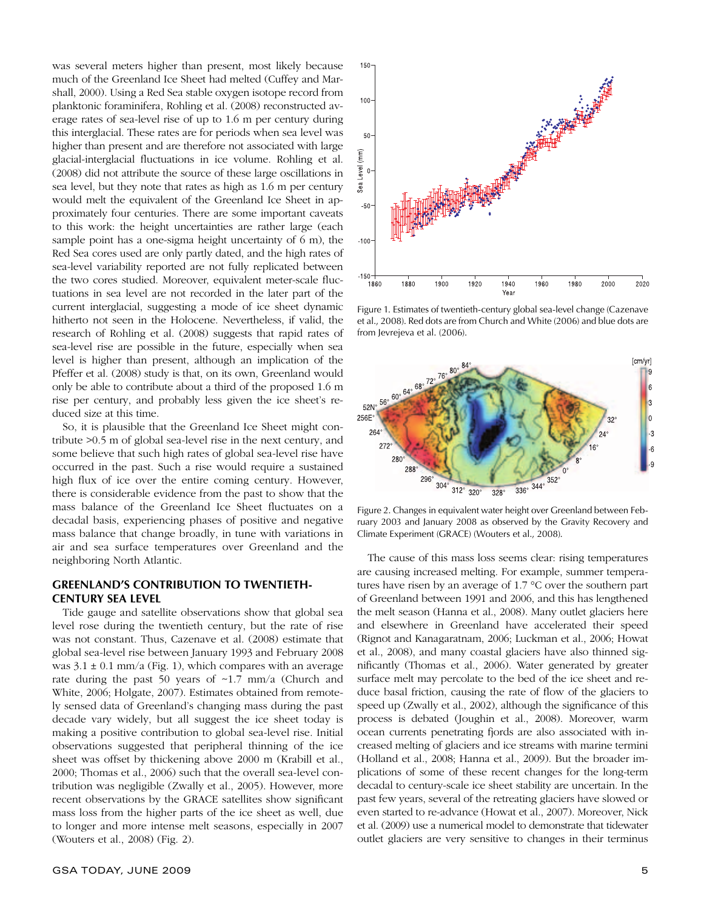was several meters higher than present, most likely because much of the Greenland Ice Sheet had melted (Cuffey and Marshall, 2000). Using a Red Sea stable oxygen isotope record from planktonic foraminifera, Rohling et al. (2008) reconstructed average rates of sea-level rise of up to 1.6 m per century during this interglacial. These rates are for periods when sea level was higher than present and are therefore not associated with large glacial-interglacial fluctuations in ice volume. Rohling et al. (2008) did not attribute the source of these large oscillations in sea level, but they note that rates as high as 1.6 m per century would melt the equivalent of the Greenland Ice Sheet in approximately four centuries. There are some important caveats to this work: the height uncertainties are rather large (each sample point has a one-sigma height uncertainty of 6 m), the Red Sea cores used are only partly dated, and the high rates of sea-level variability reported are not fully replicated between the two cores studied. Moreover, equivalent meter-scale fluctuations in sea level are not recorded in the later part of the current interglacial, suggesting a mode of ice sheet dynamic hitherto not seen in the Holocene. Nevertheless, if valid, the research of Rohling et al. (2008) suggests that rapid rates of sea-level rise are possible in the future, especially when sea level is higher than present, although an implication of the Pfeffer et al. (2008) study is that, on its own, Greenland would only be able to contribute about a third of the proposed 1.6 m rise per century, and probably less given the ice sheet's reduced size at this time.

So, it is plausible that the Greenland Ice Sheet might contribute >0.5 m of global sea-level rise in the next century, and some believe that such high rates of global sea-level rise have occurred in the past. Such a rise would require a sustained high flux of ice over the entire coming century. However, there is considerable evidence from the past to show that the mass balance of the Greenland Ice Sheet fluctuates on a decadal basis, experiencing phases of positive and negative mass balance that change broadly, in tune with variations in air and sea surface temperatures over Greenland and the neighboring North Atlantic.

## GREENLAND'S CONTRIBUTION TO TWENTIETH-CENTURY SEA LEVEL

Tide gauge and satellite observations show that global sea level rose during the twentieth century, but the rate of rise was not constant. Thus, Cazenave et al. (2008) estimate that global sea-level rise between January 1993 and February 2008 was 3.1 ± 0.1 mm/a (Fig. 1), which compares with an average rate during the past 50 years of ~1.7 mm/a (Church and White, 2006; Holgate, 2007). Estimates obtained from remotely sensed data of Greenland's changing mass during the past decade vary widely, but all suggest the ice sheet today is making a positive contribution to global sea-level rise. Initial observations suggested that peripheral thinning of the ice sheet was offset by thickening above 2000 m (Krabill et al., 2000; Thomas et al., 2006) such that the overall sea-level contribution was negligible (Zwally et al., 2005). However, more recent observations by the GRACE satellites show significant mass loss from the higher parts of the ice sheet as well, due to longer and more intense melt seasons, especially in 2007 (Wouters et al., 2008) (Fig. 2).

Figure 1. Estimates of twentieth-century global sea-level change (Cazenave et al., 2008). Red dots are from Church and White (2006) and blue dots are from Jevrejeva et al. (2006).

Figure 2. Changes in equivalent water height over Greenland between February 2003 and January 2008 as observed by the Gravity Recovery and Climate Experiment (GRACE) (Wouters et al., 2008).

The cause of this mass loss seems clear: rising temperatures are causing increased melting. For example, summer temperatures have risen by an average of 1.7 °C over the southern part of Greenland between 1991 and 2006, and this has lengthened the melt season (Hanna et al., 2008). Many outlet glaciers here and elsewhere in Greenland have accelerated their speed (Rignot and Kanagaratnam, 2006; Luckman et al., 2006; Howat et al., 2008), and many coastal glaciers have also thinned significantly (Thomas et al., 2006). Water generated by greater surface melt may percolate to the bed of the ice sheet and reduce basal friction, causing the rate of flow of the glaciers to speed up (Zwally et al., 2002), although the significance of this process is debated (Joughin et al., 2008). Moreover, warm ocean currents penetrating fjords are also associated with increased melting of glaciers and ice streams with marine termini (Holland et al., 2008; Hanna et al., 2009). But the broader implications of some of these recent changes for the long-term decadal to century-scale ice sheet stability are uncertain. In the past few years, several of the retreating glaciers have slowed or even started to re-advance (Howat et al., 2007). Moreover, Nick et al. (2009) use a numerical model to demonstrate that tidewater outlet glaciers are very sensitive to changes in their terminus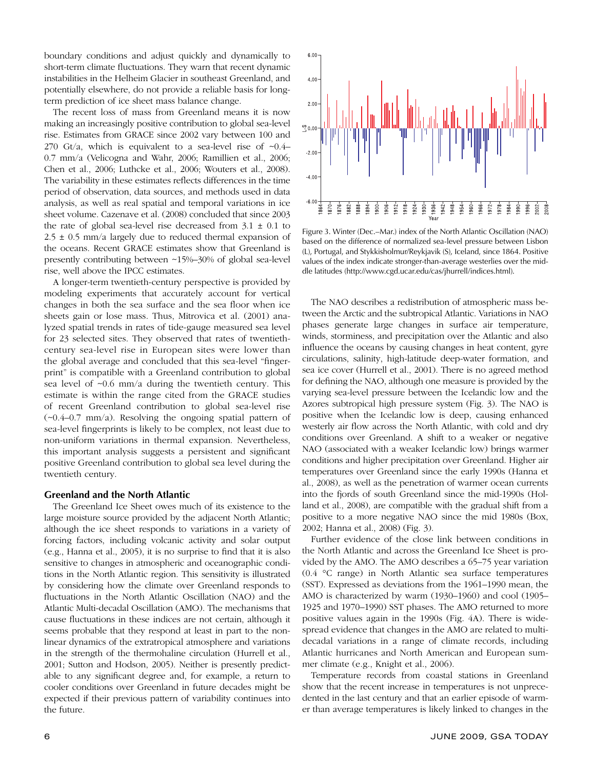boundary conditions and adjust quickly and dynamically to short-term climate fluctuations. They warn that recent dynamic instabilities in the Helheim Glacier in southeast Greenland, and potentially elsewhere, do not provide a reliable basis for long-term prediction of ice sheet mass balance change.

The recent loss of mass from Greenland means it is now making an increasingly positive contribution to global sea-level rise. Estimates from GRACE since 2002 vary between 100 and 270 Gt/a, which is equivalent to a sea-level rise of ~0.4–0.7 mm/a (Velicogna and Wahr, 2006; Ramillien et al., 2006; Chen et al., 2006; Luthcke et al., 2006; Wouters et al., 2008). The variability in these estimates reflects differences in the time period of observation, data sources, and methods used in data analysis, as well as real spatial and temporal variations in ice sheet volume. Cazenave et al. (2008) concluded that since 2003 the rate of global sea-level rise decreased from 3.1 ± 0.1 to 2.5 ± 0.5 mm/a largely due to reduced thermal expansion of the oceans. Recent GRACE estimates show that Greenland is presently contributing between ~15%–30% of global sea-level rise, well above the IPCC estimates.

A longer-term twentieth-century perspective is provided by modeling experiments that accurately account for vertical changes in both the sea surface and the sea floor when ice sheets gain or lose mass. Thus, Mitrovica et al. (2001) analyzed spatial trends in rates of tide-gauge measured sea level for 23 selected sites. They observed that rates of twentieth-century sea-level rise in European sites were lower than the global average and concluded that this sea-level "fingerprint" is compatible with a Greenland contribution to global sea level of ~0.6 mm/a during the twentieth century. This estimate is within the range cited from the GRACE studies of recent Greenland contribution to global sea-level rise (~0.4–0.7 mm/a). Resolving the ongoing spatial pattern of sea-level fingerprints is likely to be complex, not least due to non-uniform variations in thermal expansion. Nevertheless, this important analysis suggests a persistent and significant positive Greenland contribution to global sea level during the twentieth century.

## Greenland and the North Atlantic

The Greenland Ice Sheet owes much of its existence to the large moisture source provided by the adjacent North Atlantic; although the ice sheet responds to variations in a variety of forcing factors, including volcanic activity and solar output (e.g., Hanna et al., 2005), it is no surprise to find that it is also sensitive to changes in atmospheric and oceanographic conditions in the North Atlantic region. This sensitivity is illustrated by considering how the climate over Greenland responds to fluctuations in the North Atlantic Oscillation (NAO) and the Atlantic Multi-decadal Oscillation (AMO). The mechanisms that cause fluctuations in these indices are not certain, although it seems probable that they respond at least in part to the non-linear dynamics of the extratropical atmosphere and variations in the strength of the thermohaline circulation (Hurrell et al., 2001; Sutton and Hodson, 2005). Neither is presently predictable to any significant degree and, for example, a return to cooler conditions over Greenland in future decades might be expected if their previous pattern of variability continues into the future.

Figure 3. Winter (Dec.–Mar.) index of the North Atlantic Oscillation (NAO) based on the difference of normalized sea-level pressure between Lisbon (L), Portugal, and Stykkisholmur/Reykjavik (S), Iceland, since 1864. Positive values of the index indicate stronger-than-average westerlies over the middle latitudes (http://www.cgd.ucar.edu/cas/jhurrell/indices.html).

The NAO describes a redistribution of atmospheric mass between the Arctic and the subtropical Atlantic. Variations in NAO phases generate large changes in surface air temperature, winds, storminess, and precipitation over the Atlantic and also influence the oceans by causing changes in heat content, gyre circulations, salinity, high-latitude deep-water formation, and sea ice cover (Hurrell et al., 2001). There is no agreed method for defining the NAO, although one measure is provided by the varying sea-level pressure between the Icelandic low and the Azores subtropical high pressure system (Fig. 3). The NAO is positive when the Icelandic low is deep, causing enhanced westerly air flow across the North Atlantic, with cold and dry conditions over Greenland. A shift to a weaker or negative NAO (associated with a weaker Icelandic low) brings warmer conditions and higher precipitation over Greenland. Higher air temperatures over Greenland since the early 1990s (Hanna et al., 2008), as well as the penetration of warmer ocean currents into the fjords of south Greenland since the mid-1990s (Holland et al., 2008), are compatible with the gradual shift from a positive to a more negative NAO since the mid 1980s (Box, 2002; Hanna et al., 2008) (Fig. 3).

Further evidence of the close link between conditions in the North Atlantic and across the Greenland Ice Sheet is provided by the AMO. The AMO describes a 65–75 year variation (0.4 °C range) in North Atlantic sea surface temperatures (SST). Expressed as deviations from the 1961–1990 mean, the AMO is characterized by warm (1930–1960) and cool (1905–1925 and 1970–1990) SST phases. The AMO returned to more positive values again in the 1990s (Fig. 4A). There is widespread evidence that changes in the AMO are related to multi-decadal variations in a range of climate records, including Atlantic hurricanes and North American and European summer climate (e.g., Knight et al., 2006).

Temperature records from coastal stations in Greenland show that the recent increase in temperatures is not unprecedented in the last century and that an earlier episode of warmer than average temperatures is likely linked to changes in the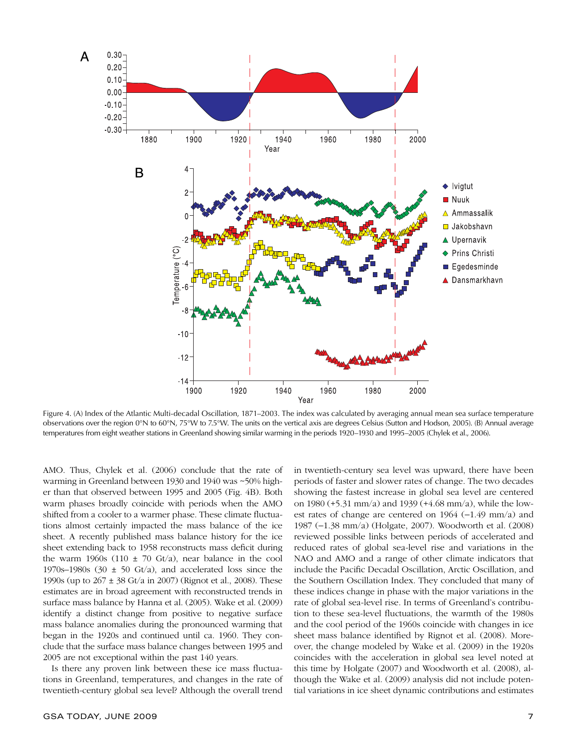Figure 4. (A) Index of the Atlantic Multi-decadal Oscillation, 1871–2003. The index was calculated by averaging annual mean sea surface temperature observations over the region 0°N to 60°N, 75°W to 7.5°W. The units on the vertical axis are degrees Celsius (Sutton and Hodson, 2005). (B) Annual average temperatures from eight weather stations in Greenland showing similar warming in the periods 1920–1930 and 1995–2005 (Chylek et al., 2006).

AMO. Thus, Chylek et al. (2006) conclude that the rate of warming in Greenland between 1930 and 1940 was ~50% higher than that observed between 1995 and 2005 (Fig. 4B). Both warm phases broadly coincide with periods when the AMO shifted from a cooler to a warmer phase. These climate fluctuations almost certainly impacted the mass balance of the ice sheet. A recently published mass balance history for the ice sheet extending back to 1958 reconstructs mass deficit during the warm 1960s (110 ± 70 Gt/a), near balance in the cool 1970s–1980s (30 ± 50 Gt/a), and accelerated loss since the 1990s (up to 267 ± 38 Gt/a in 2007) (Rignot et al., 2008). These estimates are in broad agreement with reconstructed trends in surface mass balance by Hanna et al. (2005). Wake et al. (2009) identify a distinct change from positive to negative surface mass balance anomalies during the pronounced warming that began in the 1920s and continued until ca. 1960. They conclude that the surface mass balance changes between 1995 and 2005 are not exceptional within the past 140 years.

Is there any proven link between these ice mass fluctuations in Greenland, temperatures, and changes in the rate of twentieth-century global sea level? Although the overall trend in twentieth-century sea level was upward, there have been periods of faster and slower rates of change. The two decades showing the fastest increase in global sea level are centered on 1980 (+5.31 mm/a) and 1939 (+4.68 mm/a), while the lowest rates of change are centered on 1964 (−1.49 mm/a) and 1987 (−1.38 mm/a) (Holgate, 2007). Woodworth et al. (2008) reviewed possible links between periods of accelerated and reduced rates of global sea-level rise and variations in the NAO and AMO and a range of other climate indicators that include the Pacific Decadal Oscillation, Arctic Oscillation, and the Southern Oscillation Index. They concluded that many of these indices change in phase with the major variations in the rate of global sea-level rise. In terms of Greenland's contribution to these sea-level fluctuations, the warmth of the 1980s and the cool period of the 1960s coincide with changes in ice sheet mass balance identified by Rignot et al. (2008). Moreover, the change modeled by Wake et al. (2009) in the 1920s coincides with the acceleration in global sea level noted at this time by Holgate (2007) and Woodworth et al. (2008), although the Wake et al. (2009) analysis did not include potential variations in ice sheet dynamic contributions and estimates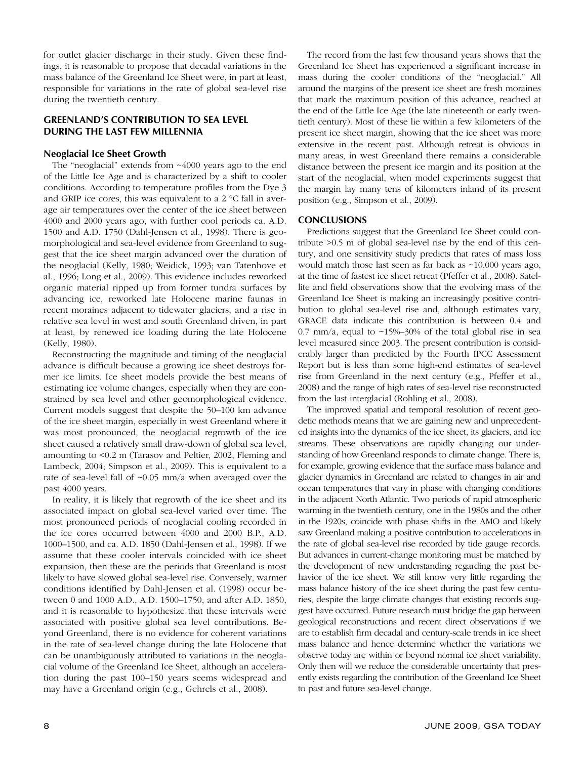for outlet glacier discharge in their study. Given these findings, it is reasonable to propose that decadal variations in the mass balance of the Greenland Ice Sheet were, in part at least, responsible for variations in the rate of global sea-level rise during the twentieth century.

## GREENLAND'S CONTRIBUTION TO SEA LEVEL DURING THE LAST FEW MILLENNIA

### Neoglacial Ice Sheet Growth

The "neoglacial" extends from ~4000 years ago to the end of the Little Ice Age and is characterized by a shift to cooler conditions. According to temperature profiles from the Dye 3 and GRIP ice cores, this was equivalent to a 2 °C fall in average air temperatures over the center of the ice sheet between 4000 and 2000 years ago, with further cool periods ca. A.D. 1500 and A.D. 1750 (Dahl-Jensen et al., 1998). There is geomorphological and sea-level evidence from Greenland to suggest that the ice sheet margin advanced over the duration of the neoglacial (Kelly, 1980; Weidick, 1993; van Tatenhove et al., 1996; Long et al., 2009). This evidence includes reworked organic material ripped up from former tundra surfaces by advancing ice, reworked late Holocene marine faunas in recent moraines adjacent to tidewater glaciers, and a rise in relative sea level in west and south Greenland driven, in part at least, by renewed ice loading during the late Holocene (Kelly, 1980).

Reconstructing the magnitude and timing of the neoglacial advance is difficult because a growing ice sheet destroys former ice limits. Ice sheet models provide the best means of estimating ice volume changes, especially when they are constrained by sea level and other geomorphological evidence. Current models suggest that despite the 50–100 km advance of the ice sheet margin, especially in west Greenland where it was most pronounced, the neoglacial regrowth of the ice sheet caused a relatively small draw-down of global sea level, amounting to <0.2 m (Tarasov and Peltier, 2002; Fleming and Lambeck, 2004; Simpson et al., 2009). This is equivalent to a rate of sea-level fall of ~0.05 mm/a when averaged over the past 4000 years.

In reality, it is likely that regrowth of the ice sheet and its associated impact on global sea-level varied over time. The most pronounced periods of neoglacial cooling recorded in the ice cores occurred between 4000 and 2000 B.P., A.D. 1000–1500, and ca. A.D. 1850 (Dahl-Jensen et al., 1998). If we assume that these cooler intervals coincided with ice sheet expansion, then these are the periods that Greenland is most likely to have slowed global sea-level rise. Conversely, warmer conditions identified by Dahl-Jensen et al. (1998) occur between 0 and 1000 A.D., A.D. 1500–1750, and after A.D. 1850, and it is reasonable to hypothesize that these intervals were associated with positive global sea level contributions. Beyond Greenland, there is no evidence for coherent variations in the rate of sea-level change during the late Holocene that can be unambiguously attributed to variations in the neoglacial volume of the Greenland Ice Sheet, although an acceleration during the past 100–150 years seems widespread and may have a Greenland origin (e.g., Gehrels et al., 2008).

The record from the last few thousand years shows that the Greenland Ice Sheet has experienced a significant increase in mass during the cooler conditions of the "neoglacial." All around the margins of the present ice sheet are fresh moraines that mark the maximum position of this advance, reached at the end of the Little Ice Age (the late nineteenth or early twentieth century). Most of these lie within a few kilometers of the present ice sheet margin, showing that the ice sheet was more extensive in the recent past. Although retreat is obvious in many areas, in west Greenland there remains a considerable distance between the present ice margin and its position at the start of the neoglacial, when model experiments suggest that the margin lay many tens of kilometers inland of its present position (e.g., Simpson et al., 2009).

## CONCLUSIONS

Predictions suggest that the Greenland Ice Sheet could contribute >0.5 m of global sea-level rise by the end of this century, and one sensitivity study predicts that rates of mass loss would match those last seen as far back as ~10,000 years ago, at the time of fastest ice sheet retreat (Pfeffer et al., 2008). Satellite and field observations show that the evolving mass of the Greenland Ice Sheet is making an increasingly positive contribution to global sea-level rise and, although estimates vary, GRACE data indicate this contribution is between 0.4 and 0.7 mm/a, equal to ~15%–30% of the total global rise in sea level measured since 2003. The present contribution is considerably larger than predicted by the Fourth IPCC Assessment Report but is less than some high-end estimates of sea-level rise from Greenland in the next century (e.g., Pfeffer et al., 2008) and the range of high rates of sea-level rise reconstructed from the last interglacial (Rohling et al., 2008).

The improved spatial and temporal resolution of recent geodetic methods means that we are gaining new and unprecedented insights into the dynamics of the ice sheet, its glaciers, and ice streams. These observations are rapidly changing our understanding of how Greenland responds to climate change. There is, for example, growing evidence that the surface mass balance and glacier dynamics in Greenland are related to changes in air and ocean temperatures that vary in phase with changing conditions in the adjacent North Atlantic. Two periods of rapid atmospheric warming in the twentieth century, one in the 1980s and the other in the 1920s, coincide with phase shifts in the AMO and likely saw Greenland making a positive contribution to accelerations in the rate of global sea-level rise recorded by tide gauge records. But advances in current-change monitoring must be matched by the development of new understanding regarding the past behavior of the ice sheet. We still know very little regarding the mass balance history of the ice sheet during the past few centuries, despite the large climate changes that existing records suggest have occurred. Future research must bridge the gap between geological reconstructions and recent direct observations if we are to establish firm decadal and century-scale trends in ice sheet mass balance and hence determine whether the variations we observe today are within or beyond normal ice sheet variability. Only then will we reduce the considerable uncertainty that presently exists regarding the contribution of the Greenland Ice Sheet to past and future sea-level change.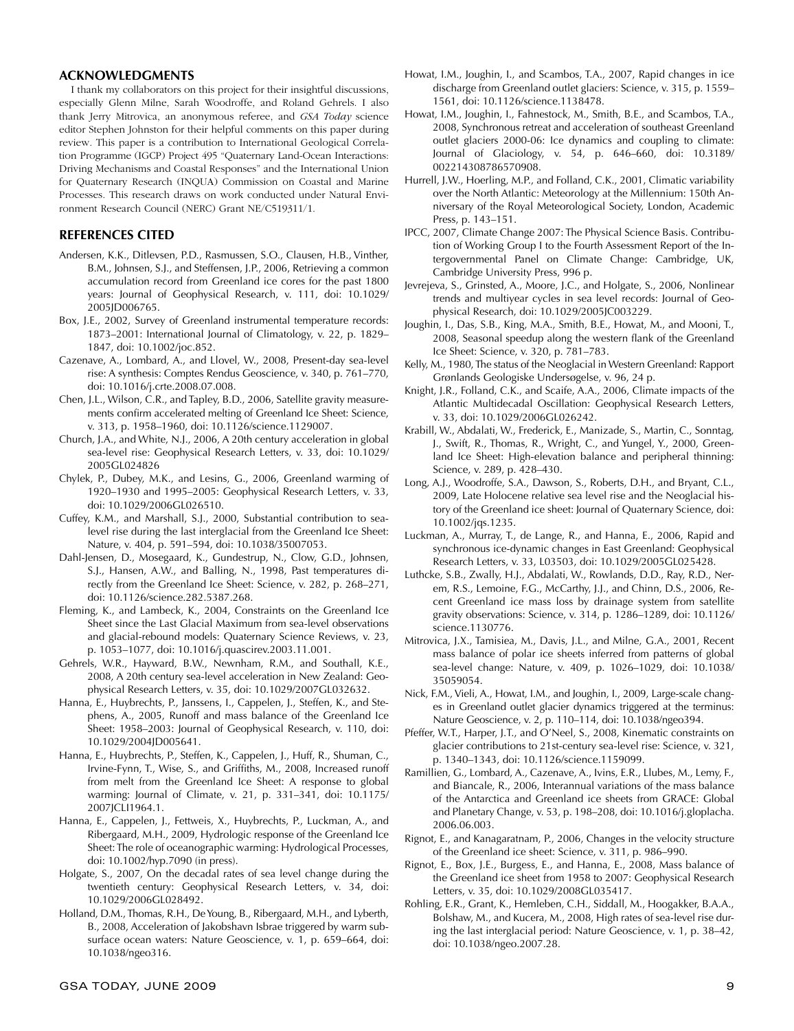## ACKNOWLEDGMENTS

I thank my collaborators on this project for their insightful discussions, especially Glenn Milne, Sarah Woodroffe, and Roland Gehrels. I also thank Jerry Mitrovica, an anonymous referee, and *GSA Today* science editor Stephen Johnston for their helpful comments on this paper during review. This paper is a contribution to International Geological Correlation Programme (IGCP) Project 495 "Quaternary Land-Ocean Interactions: Driving Mechanisms and Coastal Responses" and the International Union for Quaternary Research (INQUA) Commission on Coastal and Marine Processes. This research draws on work conducted under Natural Environment Research Council (NERC) Grant NE/C519311/1.

## REFERENCES CITED

Andersen, K.K., Ditlevsen, P.D., Rasmussen, S.O., Clausen, H.B., Vinther, B.M., Johnsen, S.J., and Steffensen, J.P., 2006, Retrieving a common accumulation record from Greenland ice cores for the past 1800 years: Journal of Geophysical Research, v. 111, doi: 10.1029/2005JD006765.

Box, J.E., 2002, Survey of Greenland instrumental temperature records: 1873–2001: International Journal of Climatology, v. 22, p. 1829–1847, doi: 10.1002/joc.852.

Cazenave, A., Lombard, A., and Llovel, W., 2008, Present-day sea-level rise: A synthesis: Comptes Rendus Geoscience, v. 340, p. 761–770, doi: 10.1016/j.crte.2008.07.008.

Chen, J.L., Wilson, C.R., and Tapley, B.D., 2006, Satellite gravity measurements confirm accelerated melting of Greenland Ice Sheet: Science, v. 313, p. 1958–1960, doi: 10.1126/science.1129007.

Church, J.A., and White, N.J., 2006, A 20th century acceleration in global sea-level rise: Geophysical Research Letters, v. 33, doi: 10.1029/2005GL024826

Chylek, P., Dubey, M.K., and Lesins, G., 2006, Greenland warming of 1920–1930 and 1995–2005: Geophysical Research Letters, v. 33, doi: 10.1029/2006GL026510.

Cuffey, K.M., and Marshall, S.J., 2000, Substantial contribution to sea-level rise during the last interglacial from the Greenland Ice Sheet: Nature, v. 404, p. 591–594, doi: 10.1038/35007053.

Dahl-Jensen, D., Mosegaard, K., Gundestrup, N., Clow, G.D., Johnsen, S.J., Hansen, A.W., and Balling, N., 1998, Past temperatures directly from the Greenland Ice Sheet: Science, v. 282, p. 268–271, doi: 10.1126/science.282.5387.268.

Fleming, K., and Lambeck, K., 2004, Constraints on the Greenland Ice Sheet since the Last Glacial Maximum from sea-level observations and glacial-rebound models: Quaternary Science Reviews, v. 23, p. 1053–1077, doi: 10.1016/j.quascirev.2003.11.001.

Gehrels, W.R., Hayward, B.W., Newnham, R.M., and Southall, K.E., 2008, A 20th century sea-level acceleration in New Zealand: Geophysical Research Letters, v. 35, doi: 10.1029/2007GL032632.

Hanna, E., Huybrechts, P., Janssens, I., Cappelen, J., Steffen, K., and Stephens, A., 2005, Runoff and mass balance of the Greenland Ice Sheet: 1958–2003: Journal of Geophysical Research, v. 110, doi: 10.1029/2004JD005641.

Hanna, E., Huybrechts, P., Steffen, K., Cappelen, J., Huff, R., Shuman, C., Irvine-Fynn, T., Wise, S., and Griffiths, M., 2008, Increased runoff from melt from the Greenland Ice Sheet: A response to global warming: Journal of Climate, v. 21, p. 331–341, doi: 10.1175/2007JCLI1964.1.

Hanna, E., Cappelen, J., Fettweis, X., Huybrechts, P., Luckman, A., and Ribergaard, M.H., 2009, Hydrologic response of the Greenland Ice Sheet: The role of oceanographic warming: Hydrological Processes, doi: 10.1002/hyp.7090 (in press).

Holgate, S., 2007, On the decadal rates of sea level change during the twentieth century: Geophysical Research Letters, v. 34, doi: 10.1029/2006GL028492.

Holland, D.M., Thomas, R.H., De Young, B., Ribergaard, M.H., and Lyberth, B., 2008, Acceleration of Jakobshavn Isbrae triggered by warm subsurface ocean waters: Nature Geoscience, v. 1, p. 659–664, doi: 10.1038/ngeo316.

Howat, I.M., Joughin, I., and Scambos, T.A., 2007, Rapid changes in ice discharge from Greenland outlet glaciers: Science, v. 315, p. 1559–1561, doi: 10.1126/science.1138478.

Howat, I.M., Joughin, I., Fahnestock, M., Smith, B.E., and Scambos, T.A., 2008, Synchronous retreat and acceleration of southeast Greenland outlet glaciers 2000-06: Ice dynamics and coupling to climate: Journal of Glaciology, v. 54, p. 646–660, doi: 10.3189/002214308786570908.

Hurrell, J.W., Hoerling, M.P., and Folland, C.K., 2001, Climatic variability over the North Atlantic: Meteorology at the Millennium: 150th Anniversary of the Royal Meteorological Society, London, Academic Press, p. 143–151.

IPCC, 2007, Climate Change 2007: The Physical Science Basis. Contribution of Working Group I to the Fourth Assessment Report of the Intergovernmental Panel on Climate Change: Cambridge, UK, Cambridge University Press, 996 p.

Jevrejeva, S., Grinsted, A., Moore, J.C., and Holgate, S., 2006, Nonlinear trends and multiyear cycles in sea level records: Journal of Geophysical Research, doi: 10.1029/2005JC003229.

Joughin, I., Das, S.B., King, M.A., Smith, B.E., Howat, M., and Mooni, T., 2008, Seasonal speedup along the western flank of the Greenland Ice Sheet: Science, v. 320, p. 781–783.

Kelly, M., 1980, The status of the Neoglacial in Western Greenland: Rapport Grønlands Geologiske Undersøgelse, v. 96, 24 p.

Knight, J.R., Folland, C.K., and Scaife, A.A., 2006, Climate impacts of the Atlantic Multidecadal Oscillation: Geophysical Research Letters, v. 33, doi: 10.1029/2006GL026242.

Krabill, W., Abdalati, W., Frederick, E., Manizade, S., Martin, C., Sonntag, J., Swift, R., Thomas, R., Wright, C., and Yungel, Y., 2000, Greenland Ice Sheet: High-elevation balance and peripheral thinning: Science, v. 289, p. 428–430.

Long, A.J., Woodroffe, S.A., Dawson, S., Roberts, D.H., and Bryant, C.L., 2009, Late Holocene relative sea level rise and the Neoglacial history of the Greenland ice sheet: Journal of Quaternary Science, doi: 10.1002/jqs.1235.

Luckman, A., Murray, T., de Lange, R., and Hanna, E., 2006, Rapid and synchronous ice-dynamic changes in East Greenland: Geophysical Research Letters, v. 33, L03503, doi: 10.1029/2005GL025428.

Luthcke, S.B., Zwally, H.J., Abdalati, W., Rowlands, D.D., Ray, R.D., Nerem, R.S., Lemoine, F.G., McCarthy, J.J., and Chinn, D.S., 2006, Recent Greenland ice mass loss by drainage system from satellite gravity observations: Science, v. 314, p. 1286–1289, doi: 10.1126/science.1130776.

Mitrovica, J.X., Tamisiea, M., Davis, J.L., and Milne, G.A., 2001, Recent mass balance of polar ice sheets inferred from patterns of global sea-level change: Nature, v. 409, p. 1026–1029, doi: 10.1038/35059054.

Nick, F.M., Vieli, A., Howat, I.M., and Joughin, I., 2009, Large-scale changes in Greenland outlet glacier dynamics triggered at the terminus: Nature Geoscience, v. 2, p. 110–114, doi: 10.1038/ngeo394.

Pfeffer, W.T., Harper, J.T., and O'Neel, S., 2008, Kinematic constraints on glacier contributions to 21st-century sea-level rise: Science, v. 321, p. 1340–1343, doi: 10.1126/science.1159099.

Ramillien, G., Lombard, A., Cazenave, A., Ivins, E.R., Llubes, M., Lemy, F., and Biancale, R., 2006, Interannual variations of the mass balance of the Antarctica and Greenland ice sheets from GRACE: Global and Planetary Change, v. 53, p. 198–208, doi: 10.1016/j.gloplacha.2006.06.003.

Rignot, E., and Kanagaratnam, P., 2006, Changes in the velocity structure of the Greenland ice sheet: Science, v. 311, p. 986–990.

Rignot, E., Box, J.E., Burgess, E., and Hanna, E., 2008, Mass balance of the Greenland ice sheet from 1958 to 2007: Geophysical Research Letters, v. 35, doi: 10.1029/2008GL035417.

Rohling, E.R., Grant, K., Hemleben, C.H., Siddall, M., Hoogakker, B.A.A., Bolshaw, M., and Kucera, M., 2008, High rates of sea-level rise during the last interglacial period: Nature Geoscience, v. 1, p. 38–42, doi: 10.1038/ngeo.2007.28.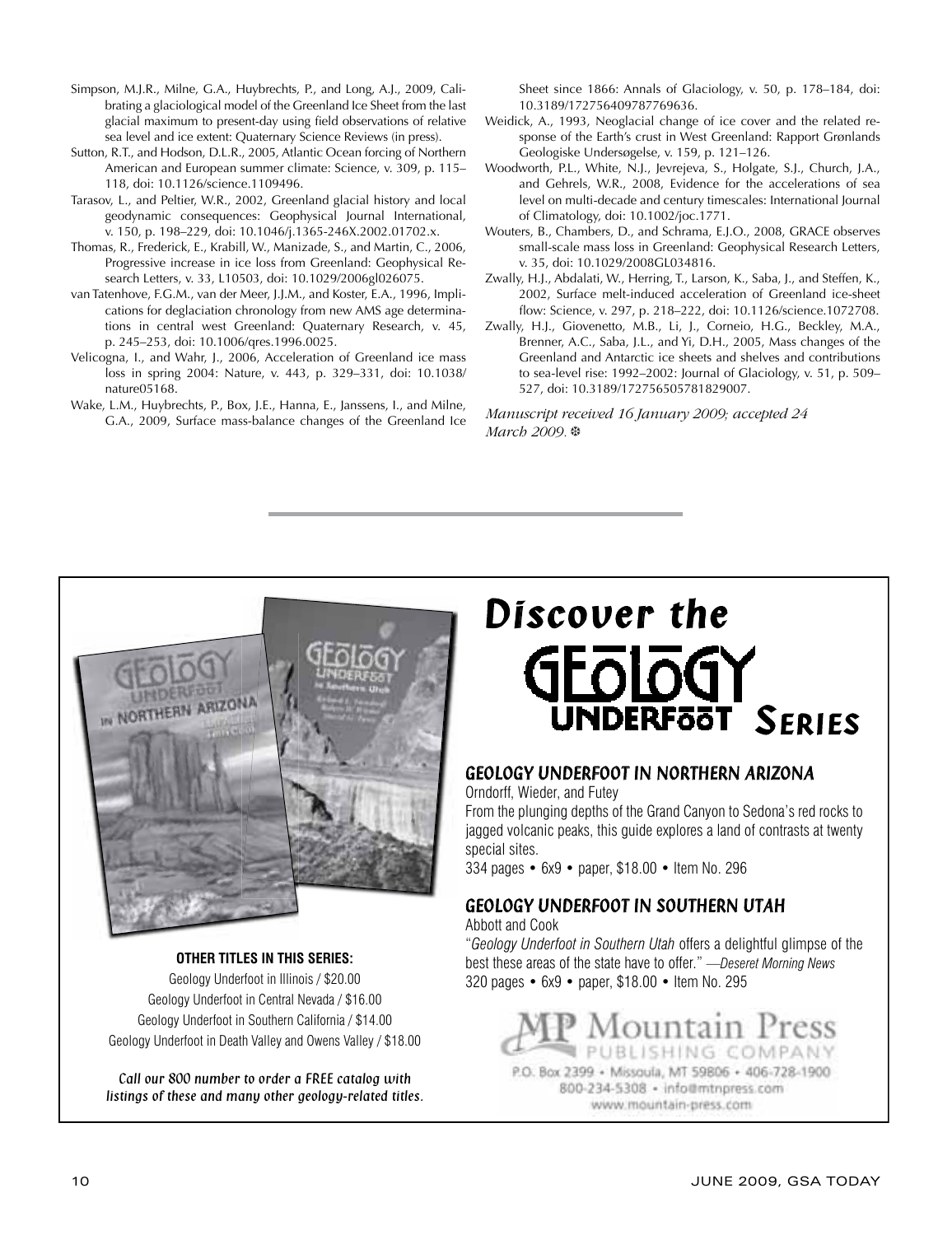Simpson, M.J.R., Milne, G.A., Huybrechts, P., and Long, A.J., 2009, Calibrating a glaciological model of the Greenland Ice Sheet from the last glacial maximum to present-day using field observations of relative sea level and ice extent: Quaternary Science Reviews (in press).

Sutton, R.T., and Hodson, D.L.R., 2005, Atlantic Ocean forcing of Northern American and European summer climate: Science, v. 309, p. 115–118, doi: 10.1126/science.1109496.

Tarasov, L., and Peltier, W.R., 2002, Greenland glacial history and local geodynamic consequences: Geophysical Journal International, v. 150, p. 198–229, doi: 10.1046/j.1365-246X.2002.01702.x.

Thomas, R., Frederick, E., Krabill, W., Manizade, S., and Martin, C., 2006, Progressive increase in ice loss from Greenland: Geophysical Research Letters, v. 33, L10503, doi: 10.1029/2006gl026075.

van Tatenhove, F.G.M., van der Meer, J.J.M., and Koster, E.A., 1996, Implications for deglaciation chronology from new AMS age determinations in central west Greenland: Quaternary Research, v. 45, p. 245–253, doi: 10.1006/qres.1996.0025.

Velicogna, I., and Wahr, J., 2006, Acceleration of Greenland ice mass loss in spring 2004: Nature, v. 443, p. 329–331, doi: 10.1038/nature05168.

Wake, L.M., Huybrechts, P., Box, J.E., Hanna, E., Janssens, I., and Milne, G.A., 2009, Surface mass-balance changes of the Greenland Ice Sheet since 1866: Annals of Glaciology, v. 50, p. 178–184, doi: 10.3189/172756409787769636.

Weidick, A., 1993, Neoglacial change of ice cover and the related response of the Earth's crust in West Greenland: Rapport Grønlands Geologiske Undersøgelse, v. 159, p. 121–126.

Woodworth, P.L., White, N.J., Jevrejeva, S., Holgate, S.J., Church, J.A., and Gehrels, W.R., 2008, Evidence for the accelerations of sea level on multi-decade and century timescales: International Journal of Climatology, doi: 10.1002/joc.1771.

Wouters, B., Chambers, D., and Schrama, E.J.O., 2008, GRACE observes small-scale mass loss in Greenland: Geophysical Research Letters, v. 35, doi: 10.1029/2008GL034816.

Zwally, H.J., Abdalati, W., Herring, T., Larson, K., Saba, J., and Steffen, K., 2002, Surface melt-induced acceleration of Greenland ice-sheet flow: Science, v. 297, p. 218–222, doi: 10.1126/science.1072708.

Zwally, H.J., Giovenetto, M.B., Li, J., Corneio, H.G., Beckley, M.A., Brenner, A.C., Saba, J.L., and Yi, D.H., 2005, Mass changes of the Greenland and Antarctic ice sheets and shelves and contributions to sea-level rise: 1992–2002: Journal of Glaciology, v. 51, p. 509–527, doi: 10.3189/172756505781829007.

*Manuscript received 16 January 2009; accepted 24 March 2009.*

# Discover the GEOLOGY UNDERFOOT Series

## GEOLOGY UNDERFOOT IN NORTHERN ARIZONA

Orndorff, Wieder, and Futey

From the plunging depths of the Grand Canyon to Sedona's red rocks to jagged volcanic peaks, this guide explores a land of contrasts at twenty special sites.

334 pages • 6x9 • paper, $18.00 • Item No. 296

## GEOLOGY UNDERFOOT IN SOUTHERN UTAH

Abbott and Cook

"*Geology Underfoot in Southern Utah* offers a delightful glimpse of the best these areas of the state have to offer." —*Deseret Morning News*

320 pages • 6x9 • paper, $18.00 • Item No. 295

**OTHER TITLES IN THIS SERIES:**

Geology Underfoot in Illinois / $20.00
Geology Underfoot in Central Nevada / $16.00
Geology Underfoot in Southern California / $14.00
Geology Underfoot in Death Valley and Owens Valley / $18.00

*Call our 800 number to order a FREE catalog with listings of these and many other geology-related titles.*

Mountain Press Publishing Company
P.O. Box 2399 • Missoula, MT 59806 • 406-728-1900
800-234-5308 • info@mtnpress.com
www.mountain-press.com